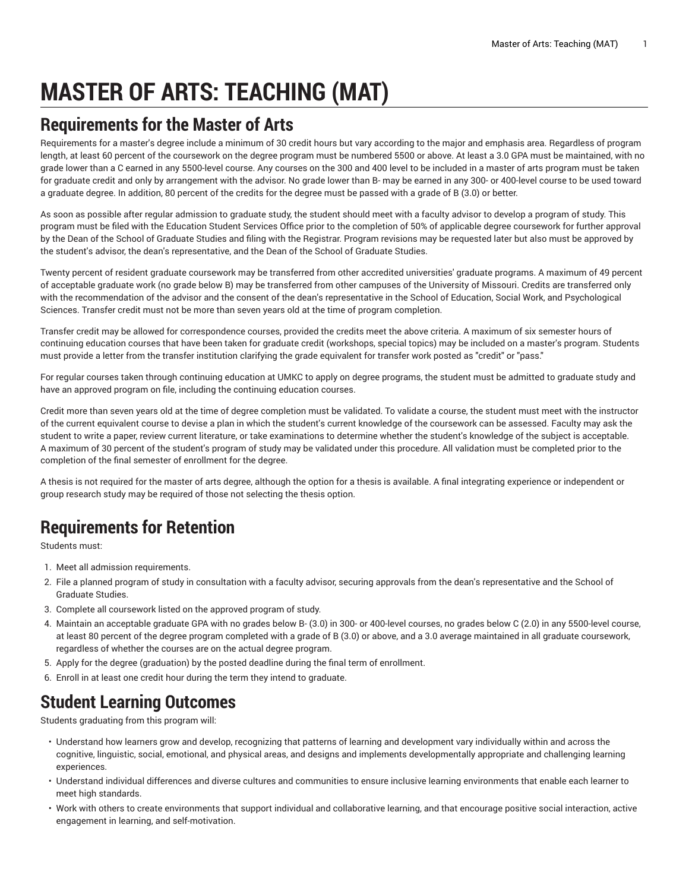# MASTER OF ARTS: TEACHING (MAT)

## Requirements for the Master of Arts

Requirements for a master's degree include a minimum of 30 credit hours but vary according to the major and emphasis area. Regardless of program length, at least 60 percent of the coursework on the degree program must be numbered 5500 or above. At least a 3.0 GPA must be maintained, with no grade lower than a C earned in any 5500-level course. Any courses on the 300 and 400 level to be included in a master of arts program must be taken for graduate credit and only by arrangement with the advisor. No grade lower than B- may be earned in any 300- or 400-level course to be used toward a graduate degree. In addition, 80 percent of the credits for the degree must be passed with a grade of B (3.0) or better.

As soon as possible after regular admission to graduate study, the student should meet with a faculty advisor to develop a program of study. This program must be filed with the Education Student Services Office prior to the completion of 50% of applicable degree coursework for further approval by the Dean of the School of Graduate Studies and filing with the Registrar. Program revisions may be requested later but also must be approved by the student's advisor, the dean's representative, and the Dean of the School of Graduate Studies.

Twenty percent of resident graduate coursework may be transferred from other accredited universities' graduate programs. A maximum of 49 percent of acceptable graduate work (no grade below B) may be transferred from other campuses of the University of Missouri. Credits are transferred only with the recommendation of the advisor and the consent of the dean's representative in the School of Education, Social Work, and Psychological Sciences. Transfer credit must not be more than seven years old at the time of program completion.

Transfer credit may be allowed for correspondence courses, provided the credits meet the above criteria. A maximum of six semester hours of continuing education courses that have been taken for graduate credit (workshops, special topics) may be included on a master's program. Students must provide a letter from the transfer institution clarifying the grade equivalent for transfer work posted as "credit" or "pass."

For regular courses taken through continuing education at UMKC to apply on degree programs, the student must be admitted to graduate study and have an approved program on file, including the continuing education courses.

Credit more than seven years old at the time of degree completion must be validated. To validate a course, the student must meet with the instructor of the current equivalent course to devise a plan in which the student's current knowledge of the coursework can be assessed. Faculty may ask the student to write a paper, review current literature, or take examinations to determine whether the student's knowledge of the subject is acceptable. A maximum of 30 percent of the student's program of study may be validated under this procedure. All validation must be completed prior to the completion of the final semester of enrollment for the degree.

A thesis is not required for the master of arts degree, although the option for a thesis is available. A final integrating experience or independent or group research study may be required of those not selecting the thesis option.

## Requirements for Retention

Students must:

1. Meet all admission requirements.
2. File a planned program of study in consultation with a faculty advisor, securing approvals from the dean's representative and the School of Graduate Studies.
3. Complete all coursework listed on the approved program of study.
4. Maintain an acceptable graduate GPA with no grades below B- (3.0) in 300- or 400-level courses, no grades below C (2.0) in any 5500-level course, at least 80 percent of the degree program completed with a grade of B (3.0) or above, and a 3.0 average maintained in all graduate coursework, regardless of whether the courses are on the actual degree program.
5. Apply for the degree (graduation) by the posted deadline during the final term of enrollment.
6. Enroll in at least one credit hour during the term they intend to graduate.

## Student Learning Outcomes

Students graduating from this program will:

- Understand how learners grow and develop, recognizing that patterns of learning and development vary individually within and across the cognitive, linguistic, social, emotional, and physical areas, and designs and implements developmentally appropriate and challenging learning experiences.
- Understand individual differences and diverse cultures and communities to ensure inclusive learning environments that enable each learner to meet high standards.
- Work with others to create environments that support individual and collaborative learning, and that encourage positive social interaction, active engagement in learning, and self-motivation.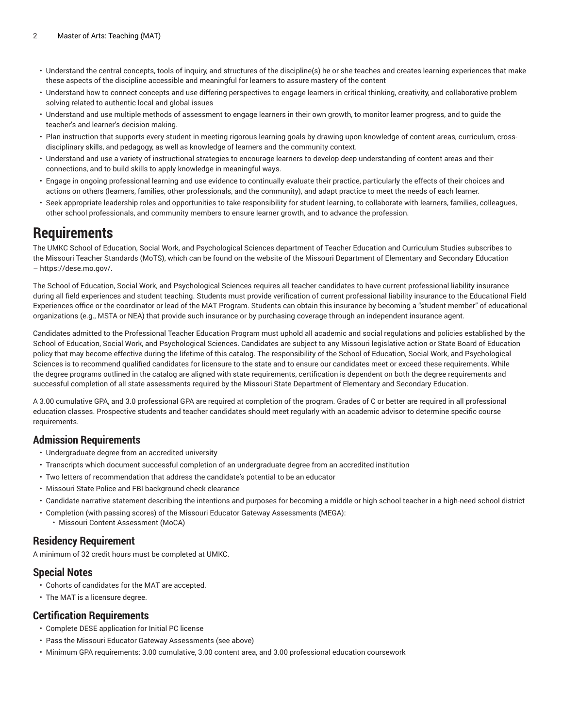- Understand the central concepts, tools of inquiry, and structures of the discipline(s) he or she teaches and creates learning experiences that make these aspects of the discipline accessible and meaningful for learners to assure mastery of the content
- Understand how to connect concepts and use differing perspectives to engage learners in critical thinking, creativity, and collaborative problem solving related to authentic local and global issues
- Understand and use multiple methods of assessment to engage learners in their own growth, to monitor learner progress, and to guide the teacher's and learner's decision making.
- Plan instruction that supports every student in meeting rigorous learning goals by drawing upon knowledge of content areas, curriculum, cross-disciplinary skills, and pedagogy, as well as knowledge of learners and the community context.
- Understand and use a variety of instructional strategies to encourage learners to develop deep understanding of content areas and their connections, and to build skills to apply knowledge in meaningful ways.
- Engage in ongoing professional learning and use evidence to continually evaluate their practice, particularly the effects of their choices and actions on others (learners, families, other professionals, and the community), and adapt practice to meet the needs of each learner.
- Seek appropriate leadership roles and opportunities to take responsibility for student learning, to collaborate with learners, families, colleagues, other school professionals, and community members to ensure learner growth, and to advance the profession.

# Requirements

The UMKC School of Education, Social Work, and Psychological Sciences department of Teacher Education and Curriculum Studies subscribes to the Missouri Teacher Standards (MoTS), which can be found on the website of the Missouri Department of Elementary and Secondary Education – https://dese.mo.gov/.

The School of Education, Social Work, and Psychological Sciences requires all teacher candidates to have current professional liability insurance during all field experiences and student teaching. Students must provide verification of current professional liability insurance to the Educational Field Experiences office or the coordinator or lead of the MAT Program. Students can obtain this insurance by becoming a "student member" of educational organizations (e.g., MSTA or NEA) that provide such insurance or by purchasing coverage through an independent insurance agent.

Candidates admitted to the Professional Teacher Education Program must uphold all academic and social regulations and policies established by the School of Education, Social Work, and Psychological Sciences. Candidates are subject to any Missouri legislative action or State Board of Education policy that may become effective during the lifetime of this catalog. The responsibility of the School of Education, Social Work, and Psychological Sciences is to recommend qualified candidates for licensure to the state and to ensure our candidates meet or exceed these requirements. While the degree programs outlined in the catalog are aligned with state requirements, certification is dependent on both the degree requirements and successful completion of all state assessments required by the Missouri State Department of Elementary and Secondary Education.

A 3.00 cumulative GPA, and 3.0 professional GPA are required at completion of the program. Grades of C or better are required in all professional education classes. Prospective students and teacher candidates should meet regularly with an academic advisor to determine specific course requirements.

## Admission Requirements

- Undergraduate degree from an accredited university
- Transcripts which document successful completion of an undergraduate degree from an accredited institution
- Two letters of recommendation that address the candidate's potential to be an educator
- Missouri State Police and FBI background check clearance
- Candidate narrative statement describing the intentions and purposes for becoming a middle or high school teacher in a high-need school district
- Completion (with passing scores) of the Missouri Educator Gateway Assessments (MEGA):
    - Missouri Content Assessment (MoCA)

## Residency Requirement

A minimum of 32 credit hours must be completed at UMKC.

## Special Notes

- Cohorts of candidates for the MAT are accepted.
- The MAT is a licensure degree.

## Certification Requirements

- Complete DESE application for Initial PC license
- Pass the Missouri Educator Gateway Assessments (see above)
- Minimum GPA requirements: 3.00 cumulative, 3.00 content area, and 3.00 professional education coursework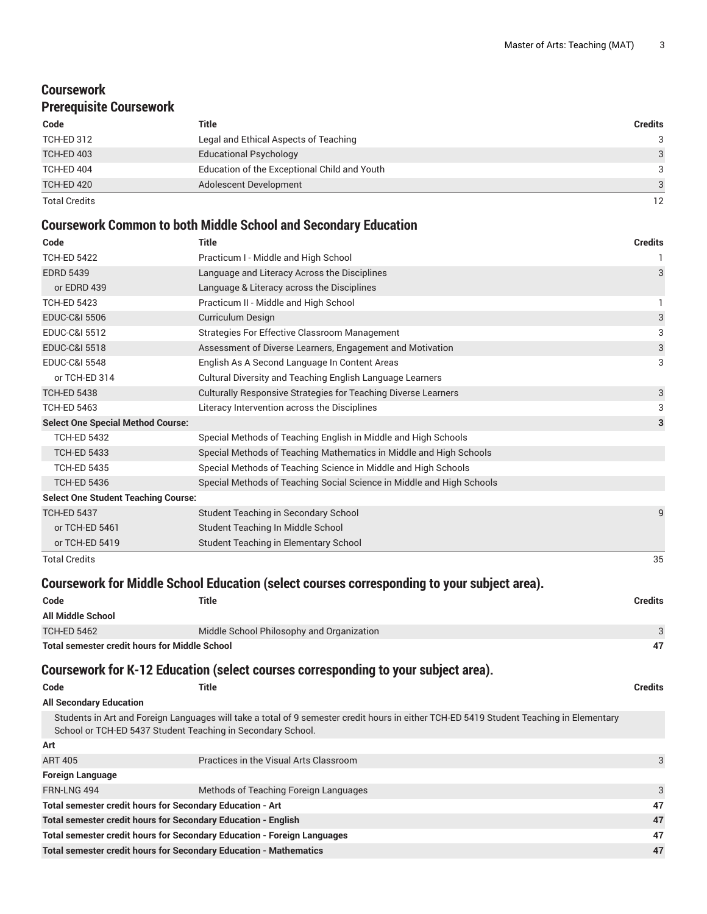## Coursework

### Prerequisite Coursework

| Code | Title | Credits |
|---|---|---|
| TCH-ED 312 | Legal and Ethical Aspects of Teaching | 3 |
| TCH-ED 403 | Educational Psychology | 3 |
| TCH-ED 404 | Education of the Exceptional Child and Youth | 3 |
| TCH-ED 420 | Adolescent Development | 3 |
| Total Credits | | 12 |

### Coursework Common to both Middle School and Secondary Education

| Code | Title | Credits |
|---|---|---|
| TCH-ED 5422 | Practicum I - Middle and High School | 1 |
| EDRD 5439 | Language and Literacy Across the Disciplines | 3 |
| or EDRD 439 | Language & Literacy across the Disciplines | |
| TCH-ED 5423 | Practicum II - Middle and High School | 1 |
| EDUC-C&I 5506 | Curriculum Design | 3 |
| EDUC-C&I 5512 | Strategies For Effective Classroom Management | 3 |
| EDUC-C&I 5518 | Assessment of Diverse Learners, Engagement and Motivation | 3 |
| EDUC-C&I 5548 | English As A Second Language In Content Areas | 3 |
| or TCH-ED 314 | Cultural Diversity and Teaching English Language Learners | |
| TCH-ED 5438 | Culturally Responsive Strategies for Teaching Diverse Learners | 3 |
| TCH-ED 5463 | Literacy Intervention across the Disciplines | 3 |
| **Select One Special Method Course:** | | **3** |
| TCH-ED 5432 | Special Methods of Teaching English in Middle and High Schools | |
| TCH-ED 5433 | Special Methods of Teaching Mathematics in Middle and High Schools | |
| TCH-ED 5435 | Special Methods of Teaching Science in Middle and High Schools | |
| TCH-ED 5436 | Special Methods of Teaching Social Science in Middle and High Schools | |
| **Select One Student Teaching Course:** | | |
| TCH-ED 5437 | Student Teaching in Secondary School | 9 |
| or TCH-ED 5461 | Student Teaching In Middle School | |
| or TCH-ED 5419 | Student Teaching in Elementary School | |
| Total Credits | | 35 |

### Coursework for Middle School Education (select courses corresponding to your subject area).

| Code | Title | Credits |
|---|---|---|
| **All Middle School** | | |
| TCH-ED 5462 | Middle School Philosophy and Organization | 3 |
| **Total semester credit hours for Middle School** | | **47** |

### Coursework for K-12 Education (select courses corresponding to your subject area).

| Code | Title | Credits |
|---|---|---|
| **All Secondary Education** | | |
| Students in Art and Foreign Languages will take a total of 9 semester credit hours in either TCH-ED 5419 Student Teaching in Elementary School or TCH-ED 5437 Student Teaching in Secondary School. | | |
| **Art** | | |
| ART 405 | Practices in the Visual Arts Classroom | 3 |
| **Foreign Language** | | |
| FRN-LNG 494 | Methods of Teaching Foreign Languages | 3 |
| **Total semester credit hours for Secondary Education - Art** | | **47** |
| **Total semester credit hours for Secondary Education - English** | | **47** |
| **Total semester credit hours for Secondary Education - Foreign Languages** | | **47** |
| **Total semester credit hours for Secondary Education - Mathematics** | | **47** |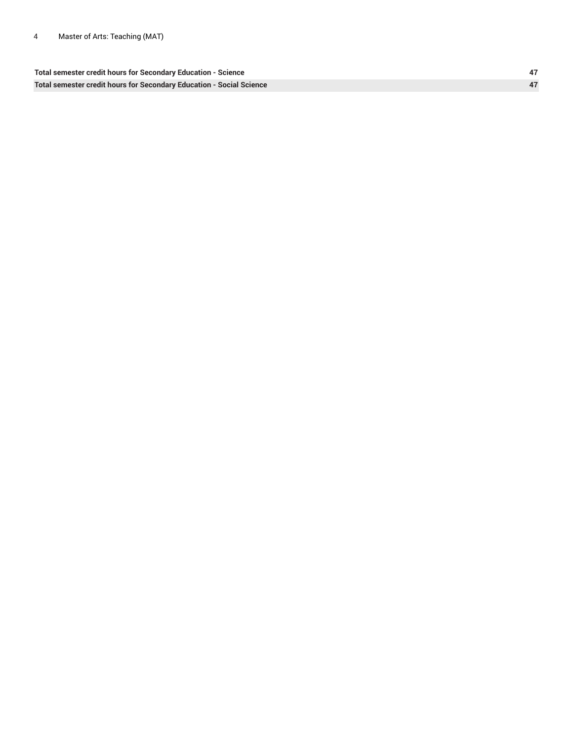| | |
|---|---|
| **Total semester credit hours for Secondary Education - Science** | **47** |
| **Total semester credit hours for Secondary Education - Social Science** | **47** |